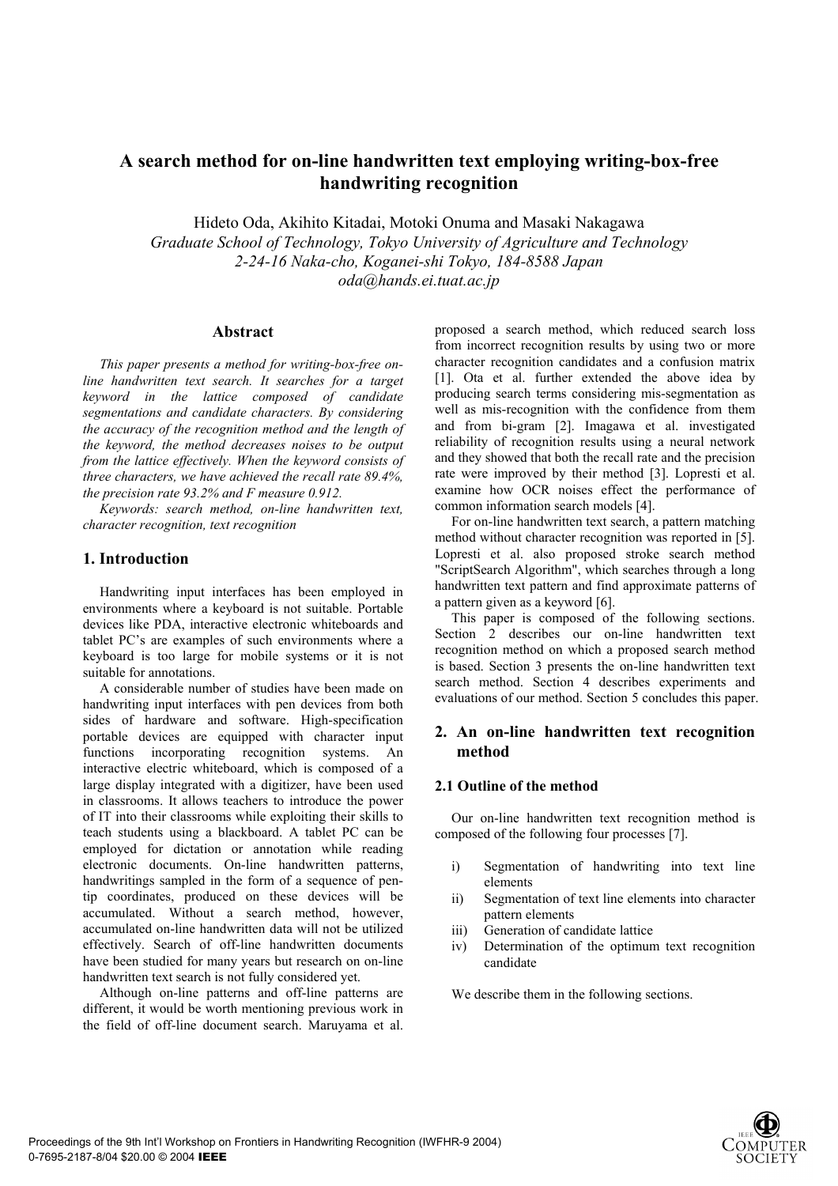# A search method for on-line handwritten text employing writing-box-free handwriting recognition

Hideto Oda, Akihito Kitadai, Motoki Onuma and Masaki Nakagawa

*Graduate School of Technology, Tokyo University of Agriculture and Technology*
*2-24-16 Naka-cho, Koganei-shi Tokyo, 184-8588 Japan*
*oda@hands.ei.tuat.ac.jp*

## Abstract

*This paper presents a method for writing-box-free on-line handwritten text search. It searches for a target keyword in the lattice composed of candidate segmentations and candidate characters. By considering the accuracy of the recognition method and the length of the keyword, the method decreases noises to be output from the lattice effectively. When the keyword consists of three characters, we have achieved the recall rate 89.4%, the precision rate 93.2% and F measure 0.912.*

*Keywords: search method, on-line handwritten text, character recognition, text recognition*

## 1. Introduction

Handwriting input interfaces has been employed in environments where a keyboard is not suitable. Portable devices like PDA, interactive electronic whiteboards and tablet PC's are examples of such environments where a keyboard is too large for mobile systems or it is not suitable for annotations.

A considerable number of studies have been made on handwriting input interfaces with pen devices from both sides of hardware and software. High-specification portable devices are equipped with character input functions incorporating recognition systems. An interactive electric whiteboard, which is composed of a large display integrated with a digitizer, have been used in classrooms. It allows teachers to introduce the power of IT into their classrooms while exploiting their skills to teach students using a blackboard. A tablet PC can be employed for dictation or annotation while reading electronic documents. On-line handwritten patterns, handwritings sampled in the form of a sequence of pen-tip coordinates, produced on these devices will be accumulated. Without a search method, however, accumulated on-line handwritten data will not be utilized effectively. Search of off-line handwritten documents have been studied for many years but research on on-line handwritten text search is not fully considered yet.

Although on-line patterns and off-line patterns are different, it would be worth mentioning previous work in the field of off-line document search. Maruyama et al. proposed a search method, which reduced search loss from incorrect recognition results by using two or more character recognition candidates and a confusion matrix [1]. Ota et al. further extended the above idea by producing search terms considering mis-segmentation as well as mis-recognition with the confidence from them and from bi-gram [2]. Imagawa et al. investigated reliability of recognition results using a neural network and they showed that both the recall rate and the precision rate were improved by their method [3]. Lopresti et al. examine how OCR noises effect the performance of common information search models [4].

For on-line handwritten text search, a pattern matching method without character recognition was reported in [5]. Lopresti et al. also proposed stroke search method "ScriptSearch Algorithm", which searches through a long handwritten text pattern and find approximate patterns of a pattern given as a keyword [6].

This paper is composed of the following sections. Section 2 describes our on-line handwritten text recognition method on which a proposed search method is based. Section 3 presents the on-line handwritten text search method. Section 4 describes experiments and evaluations of our method. Section 5 concludes this paper.

## 2. An on-line handwritten text recognition method

### 2.1 Outline of the method

Our on-line handwritten text recognition method is composed of the following four processes [7].

- i) Segmentation of handwriting into text line elements
- ii) Segmentation of text line elements into character pattern elements
- iii) Generation of candidate lattice
- iv) Determination of the optimum text recognition candidate

We describe them in the following sections.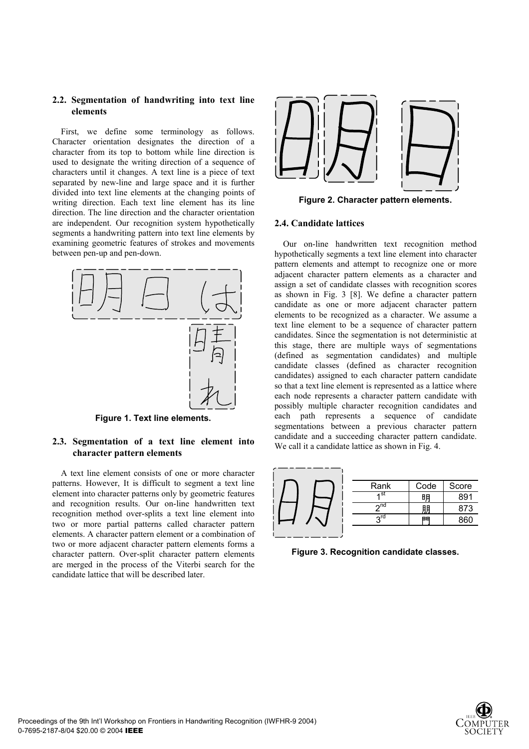## 2.2. Segmentation of handwriting into text line elements

First, we define some terminology as follows. Character orientation designates the direction of a character from its top to bottom while line direction is used to designate the writing direction of a sequence of characters until it changes. A text line is a piece of text separated by new-line and large space and it is further divided into text line elements at the changing points of writing direction. Each text line element has its line direction. The line direction and the character orientation are independent. Our recognition system hypothetically segments a handwriting pattern into text line elements by examining geometric features of strokes and movements between pen-up and pen-down.

Figure 1. Text line elements.

## 2.3. Segmentation of a text line element into character pattern elements

A text line element consists of one or more character patterns. However, It is difficult to segment a text line element into character patterns only by geometric features and recognition results. Our on-line handwritten text recognition method over-splits a text line element into two or more partial patterns called character pattern elements. A character pattern element or a combination of two or more adjacent character pattern elements forms a character pattern. Over-split character pattern elements are merged in the process of the Viterbi search for the candidate lattice that will be described later.

Figure 2. Character pattern elements.

## 2.4. Candidate lattices

Our on-line handwritten text recognition method hypothetically segments a text line element into character pattern elements and attempt to recognize one or more adjacent character pattern elements as a character and assign a set of candidate classes with recognition scores as shown in Fig. 3 [8]. We define a character pattern candidate as one or more adjacent character pattern elements to be recognized as a character. We assume a text line element to be a sequence of character pattern candidates. Since the segmentation is not deterministic at this stage, there are multiple ways of segmentations (defined as segmentation candidates) and multiple candidate classes (defined as character recognition candidates) assigned to each character pattern candidate so that a text line element is represented as a lattice where each node represents a character pattern candidate with possibly multiple character recognition candidates and each path represents a sequence of candidate segmentations between a previous character pattern candidate and a succeeding character pattern candidate. We call it a candidate lattice as shown in Fig. 4.

| Rank | Code | Score |
|---|---|---|
| 1st | 明 | 891 |
| 2nd | 朋 | 873 |
| 3rd | 門 | 860 |

Figure 3. Recognition candidate classes.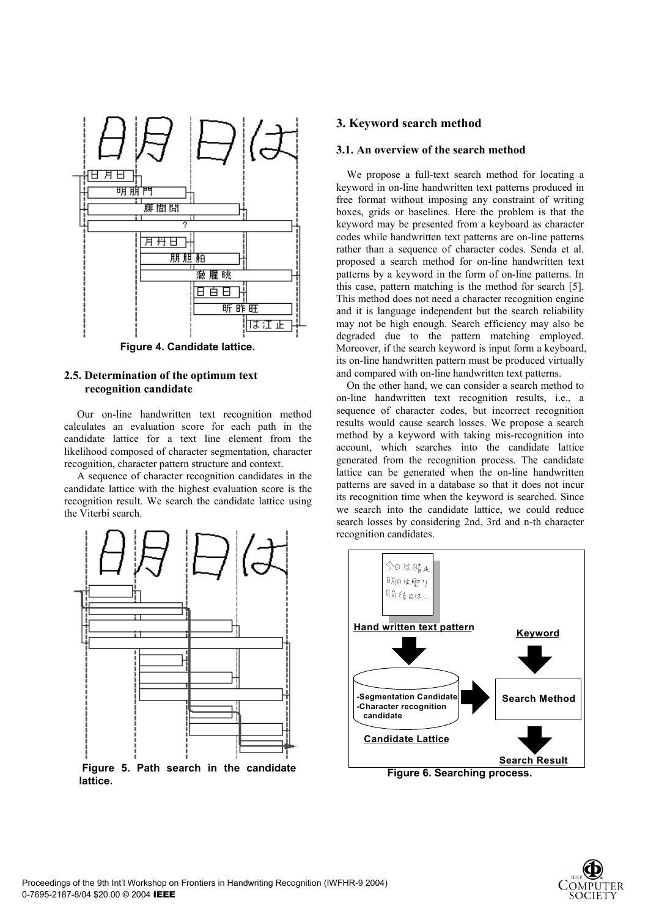Figure 4. Candidate lattice.

### 2.5. Determination of the optimum text recognition candidate

Our on-line handwritten text recognition method calculates an evaluation score for each path in the candidate lattice for a text line element from the likelihood composed of character segmentation, character recognition, character pattern structure and context.

A sequence of character recognition candidates in the candidate lattice with the highest evaluation score is the recognition result. We search the candidate lattice using the Viterbi search.

Figure 5. Path search in the candidate lattice.

## 3. Keyword search method

### 3.1. An overview of the search method

We propose a full-text search method for locating a keyword in on-line handwritten text patterns produced in free format without imposing any constraint of writing boxes, grids or baselines. Here the problem is that the keyword may be presented from a keyboard as character codes while handwritten text patterns are on-line patterns rather than a sequence of character codes. Senda et al. proposed a search method for on-line handwritten text patterns by a keyword in the form of on-line patterns. In this case, pattern matching is the method for search [5]. This method does not need a character recognition engine and it is language independent but the search reliability may not be high enough. Search efficiency may also be degraded due to the pattern matching employed. Moreover, if the search keyword is input form a keyboard, its on-line handwritten pattern must be produced virtually and compared with on-line handwritten text patterns.

On the other hand, we can consider a search method to on-line handwritten text recognition results, i.e., a sequence of character codes, but incorrect recognition results would cause search losses. We propose a search method by a keyword with taking mis-recognition into account, which searches into the candidate lattice generated from the recognition process. The candidate lattice can be generated when the on-line handwritten patterns are saved in a database so that it does not incur its recognition time when the keyword is searched. Since we search into the candidate lattice, we could reduce search losses by considering 2nd, 3rd and n-th character recognition candidates.

Figure 6. Searching process.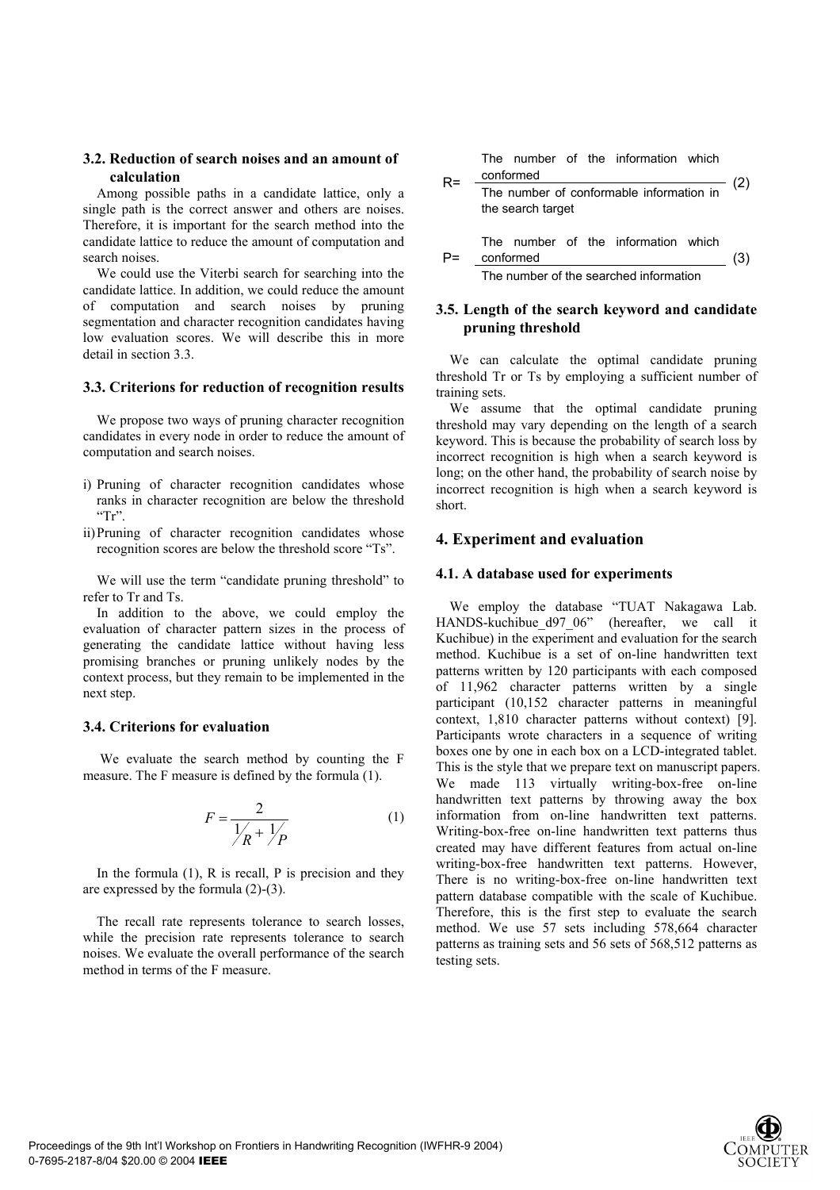### 3.2. Reduction of search noises and an amount of calculation

Among possible paths in a candidate lattice, only a single path is the correct answer and others are noises. Therefore, it is important for the search method into the candidate lattice to reduce the amount of computation and search noises.

We could use the Viterbi search for searching into the candidate lattice. In addition, we could reduce the amount of computation and search noises by pruning segmentation and character recognition candidates having low evaluation scores. We will describe this in more detail in section 3.3.

### 3.3. Criterions for reduction of recognition results

We propose two ways of pruning character recognition candidates in every node in order to reduce the amount of computation and search noises.

i) Pruning of character recognition candidates whose ranks in character recognition are below the threshold "Tr".
ii) Pruning of character recognition candidates whose recognition scores are below the threshold score "Ts".

We will use the term "candidate pruning threshold" to refer to Tr and Ts.

In addition to the above, we could employ the evaluation of character pattern sizes in the process of generating the candidate lattice without having less promising branches or pruning unlikely nodes by the context process, but they remain to be implemented in the next step.

### 3.4. Criterions for evaluation

We evaluate the search method by counting the F measure. The F measure is defined by the formula (1).

$$F = \frac{2}{\frac{1}{R} + \frac{1}{P}} \tag{1}$$

In the formula (1), R is recall, P is precision and they are expressed by the formula (2)-(3).

The recall rate represents tolerance to search losses, while the precision rate represents tolerance to search noises. We evaluate the overall performance of the search method in terms of the F measure.

$$R = \frac{\text{The number of the information which conformed}}{\text{The number of conformable information in the search target}} \tag{2}$$

$$P = \frac{\text{The number of the information which conformed}}{\text{The number of the searched information}} \tag{3}$$

### 3.5. Length of the search keyword and candidate pruning threshold

We can calculate the optimal candidate pruning threshold Tr or Ts by employing a sufficient number of training sets.

We assume that the optimal candidate pruning threshold may vary depending on the length of a search keyword. This is because the probability of search loss by incorrect recognition is high when a search keyword is long; on the other hand, the probability of search noise by incorrect recognition is high when a search keyword is short.

## 4. Experiment and evaluation

### 4.1. A database used for experiments

We employ the database "TUAT Nakagawa Lab. HANDS-kuchibue_d97_06" (hereafter, we call it Kuchibue) in the experiment and evaluation for the search method. Kuchibue is a set of on-line handwritten text patterns written by 120 participants with each composed of 11,962 character patterns written by a single participant (10,152 character patterns in meaningful context, 1,810 character patterns without context) [9]. Participants wrote characters in a sequence of writing boxes one by one in each box on a LCD-integrated tablet. This is the style that we prepare text on manuscript papers. We made 113 virtually writing-box-free on-line handwritten text patterns by throwing away the box information from on-line handwritten text patterns. Writing-box-free on-line handwritten text patterns thus created may have different features from actual on-line writing-box-free handwritten text patterns. However, There is no writing-box-free on-line handwritten text pattern database compatible with the scale of Kuchibue. Therefore, this is the first step to evaluate the search method. We use 57 sets including 578,664 character patterns as training sets and 56 sets of 568,512 patterns as testing sets.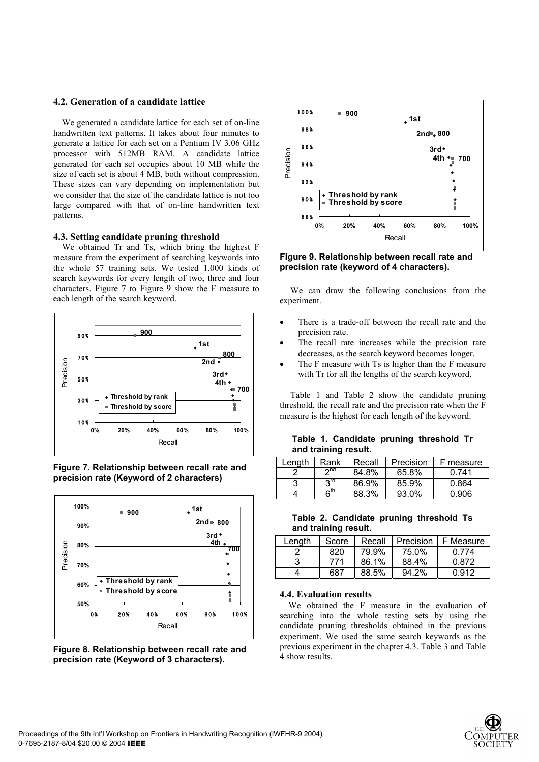### 4.2. Generation of a candidate lattice

We generated a candidate lattice for each set of on-line handwritten text patterns. It takes about four minutes to generate a lattice for each set on a Pentium IV 3.06 GHz processor with 512MB RAM. A candidate lattice generated for each set occupies about 10 MB while the size of each set is about 4 MB, both without compression. These sizes can vary depending on implementation but we consider that the size of the candidate lattice is not too large compared with that of on-line handwritten text patterns.

### 4.3. Setting candidate pruning threshold

We obtained Tr and Ts, which bring the highest F measure from the experiment of searching keywords into the whole 57 training sets. We tested 1,000 kinds of search keywords for every length of two, three and four characters. Figure 7 to Figure 9 show the F measure to each length of the search keyword.

**Figure 7. Relationship between recall rate and precision rate (Keyword of 2 characters)**

**Figure 8. Relationship between recall rate and precision rate (Keyword of 3 characters).**

**Figure 9. Relationship between recall rate and precision rate (keyword of 4 characters).**

We can draw the following conclusions from the experiment.

- There is a trade-off between the recall rate and the precision rate.
- The recall rate increases while the precision rate decreases, as the search keyword becomes longer.
- The F measure with Ts is higher than the F measure with Tr for all the lengths of the search keyword.

Table 1 and Table 2 show the candidate pruning threshold, the recall rate and the precision rate when the F measure is the highest for each length of the keyword.

**Table 1. Candidate pruning threshold Tr and training result.**

| Length | Rank | Recall | Precision | F measure |
|---|---|---|---|---|
| 2 | 2nd | 84.8% | 65.8% | 0.741 |
| 3 | 3rd | 86.9% | 85.9% | 0.864 |
| 4 | 6th | 88.3% | 93.0% | 0.906 |

**Table 2. Candidate pruning threshold Ts and training result.**

| Length | Score | Recall | Precision | F Measure |
|---|---|---|---|---|
| 2 | 820 | 79.9% | 75.0% | 0.774 |
| 3 | 771 | 86.1% | 88.4% | 0.872 |
| 4 | 687 | 88.5% | 94.2% | 0.912 |

### 4.4. Evaluation results

We obtained the F measure in the evaluation of searching into the whole testing sets by using the candidate pruning thresholds obtained in the previous experiment. We used the same search keywords as the previous experiment in the chapter 4.3. Table 3 and Table 4 show results.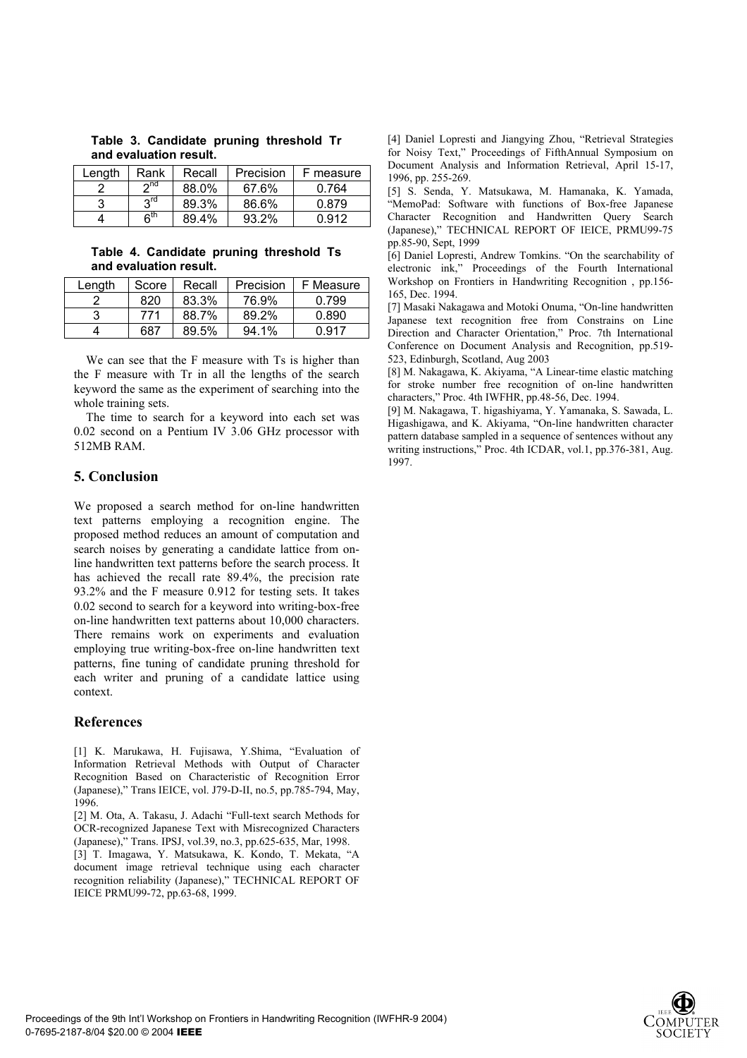**Table 3. Candidate pruning threshold Tr and evaluation result.**

| Length | Rank | Recall | Precision | F measure |
|---|---|---|---|---|
| 2 | 2nd | 88.0% | 67.6% | 0.764 |
| 3 | 3rd | 89.3% | 86.6% | 0.879 |
| 4 | 6th | 89.4% | 93.2% | 0.912 |

**Table 4. Candidate pruning threshold Ts and evaluation result.**

| Length | Score | Recall | Precision | F Measure |
|---|---|---|---|---|
| 2 | 820 | 83.3% | 76.9% | 0.799 |
| 3 | 771 | 88.7% | 89.2% | 0.890 |
| 4 | 687 | 89.5% | 94.1% | 0.917 |

We can see that the F measure with Ts is higher than the F measure with Tr in all the lengths of the search keyword the same as the experiment of searching into the whole training sets.

The time to search for a keyword into each set was 0.02 second on a Pentium IV 3.06 GHz processor with 512MB RAM.

## 5. Conclusion

We proposed a search method for on-line handwritten text patterns employing a recognition engine. The proposed method reduces an amount of computation and search noises by generating a candidate lattice from on-line handwritten text patterns before the search process. It has achieved the recall rate 89.4%, the precision rate 93.2% and the F measure 0.912 for testing sets. It takes 0.02 second to search for a keyword into writing-box-free on-line handwritten text patterns about 10,000 characters. There remains work on experiments and evaluation employing true writing-box-free on-line handwritten text patterns, fine tuning of candidate pruning threshold for each writer and pruning of a candidate lattice using context.

## References

[1] K. Marukawa, H. Fujisawa, Y.Shima, "Evaluation of Information Retrieval Methods with Output of Character Recognition Based on Characteristic of Recognition Error (Japanese)," Trans IEICE, vol. J79-D-II, no.5, pp.785-794, May, 1996.

[2] M. Ota, A. Takasu, J. Adachi "Full-text search Methods for OCR-recognized Japanese Text with Misrecognized Characters (Japanese)," Trans. IPSJ, vol.39, no.3, pp.625-635, Mar, 1998.

[3] T. Imagawa, Y. Matsukawa, K. Kondo, T. Mekata, "A document image retrieval technique using each character recognition reliability (Japanese)," TECHNICAL REPORT OF IEICE PRMU99-72, pp.63-68, 1999.

[4] Daniel Lopresti and Jiangying Zhou, "Retrieval Strategies for Noisy Text," Proceedings of FifthAnnual Symposium on Document Analysis and Information Retrieval, April 15-17, 1996, pp. 255-269.

[5] S. Senda, Y. Matsukawa, M. Hamanaka, K. Yamada, "MemoPad: Software with functions of Box-free Japanese Character Recognition and Handwritten Query Search (Japanese)," TECHNICAL REPORT OF IEICE, PRMU99-75 pp.85-90, Sept, 1999

[6] Daniel Lopresti, Andrew Tomkins. "On the searchability of electronic ink," Proceedings of the Fourth International Workshop on Frontiers in Handwriting Recognition , pp.156-165, Dec. 1994.

[7] Masaki Nakagawa and Motoki Onuma, "On-line handwritten Japanese text recognition free from Constrains on Line Direction and Character Orientation," Proc. 7th International Conference on Document Analysis and Recognition, pp.519-523, Edinburgh, Scotland, Aug 2003

[8] M. Nakagawa, K. Akiyama, "A Linear-time elastic matching for stroke number free recognition of on-line handwritten characters," Proc. 4th IWFHR, pp.48-56, Dec. 1994.

[9] M. Nakagawa, T. higashiyama, Y. Yamanaka, S. Sawada, L. Higashigawa, and K. Akiyama, "On-line handwritten character pattern database sampled in a sequence of sentences without any writing instructions," Proc. 4th ICDAR, vol.1, pp.376-381, Aug. 1997.